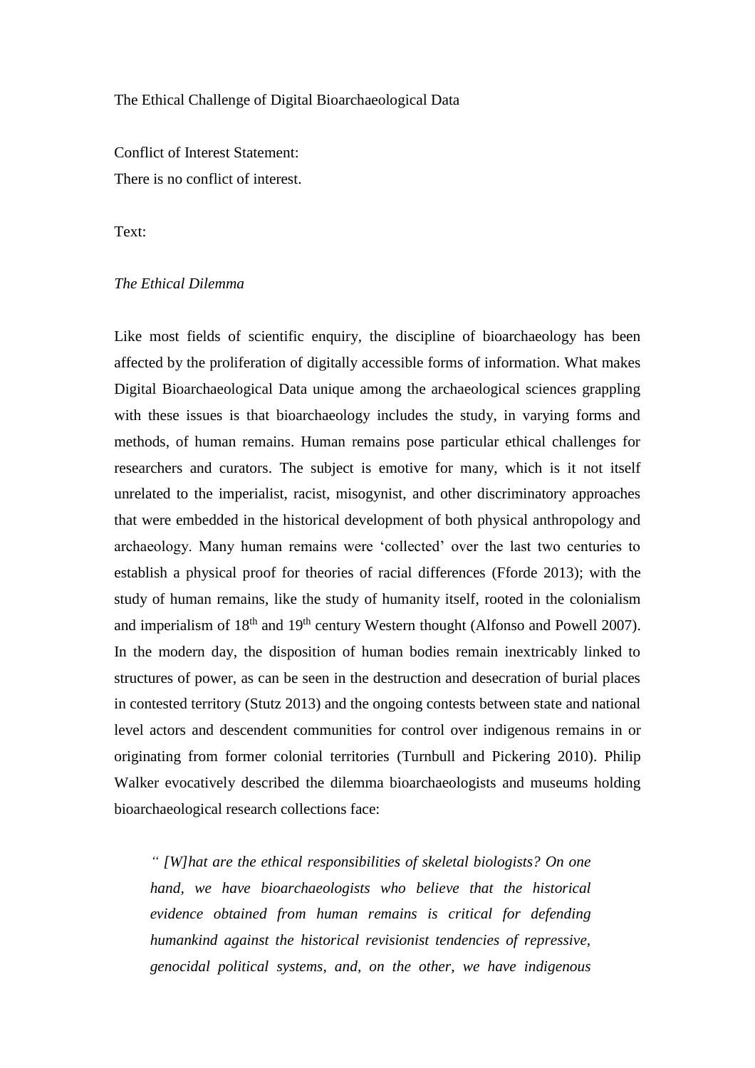The Ethical Challenge of Digital Bioarchaeological Data

Conflict of Interest Statement:
There is no conflict of interest.

Text:

*The Ethical Dilemma*

Like most fields of scientific enquiry, the discipline of bioarchaeology has been affected by the proliferation of digitally accessible forms of information. What makes Digital Bioarchaeological Data unique among the archaeological sciences grappling with these issues is that bioarchaeology includes the study, in varying forms and methods, of human remains. Human remains pose particular ethical challenges for researchers and curators. The subject is emotive for many, which is it not itself unrelated to the imperialist, racist, misogynist, and other discriminatory approaches that were embedded in the historical development of both physical anthropology and archaeology. Many human remains were 'collected' over the last two centuries to establish a physical proof for theories of racial differences (Fforde 2013); with the study of human remains, like the study of humanity itself, rooted in the colonialism and imperialism of 18th and 19th century Western thought (Alfonso and Powell 2007). In the modern day, the disposition of human bodies remain inextricably linked to structures of power, as can be seen in the destruction and desecration of burial places in contested territory (Stutz 2013) and the ongoing contests between state and national level actors and descendent communities for control over indigenous remains in or originating from former colonial territories (Turnbull and Pickering 2010). Philip Walker evocatively described the dilemma bioarchaeologists and museums holding bioarchaeological research collections face:

> *" [W]hat are the ethical responsibilities of skeletal biologists? On one hand, we have bioarchaeologists who believe that the historical evidence obtained from human remains is critical for defending humankind against the historical revisionist tendencies of repressive, genocidal political systems, and, on the other, we have indigenous*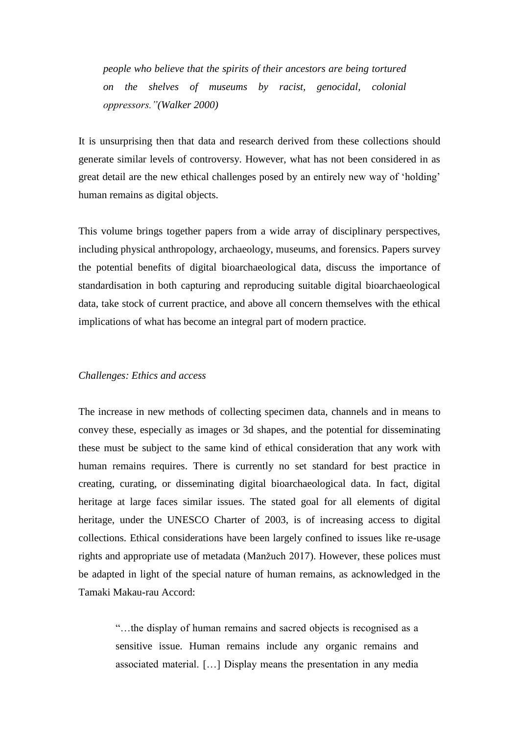> *people who believe that the spirits of their ancestors are being tortured on the shelves of museums by racist, genocidal, colonial oppressors."(Walker 2000)*

It is unsurprising then that data and research derived from these collections should generate similar levels of controversy. However, what has not been considered in as great detail are the new ethical challenges posed by an entirely new way of 'holding' human remains as digital objects.

This volume brings together papers from a wide array of disciplinary perspectives, including physical anthropology, archaeology, museums, and forensics. Papers survey the potential benefits of digital bioarchaeological data, discuss the importance of standardisation in both capturing and reproducing suitable digital bioarchaeological data, take stock of current practice, and above all concern themselves with the ethical implications of what has become an integral part of modern practice.

*Challenges: Ethics and access*

The increase in new methods of collecting specimen data, channels and in means to convey these, especially as images or 3d shapes, and the potential for disseminating these must be subject to the same kind of ethical consideration that any work with human remains requires. There is currently no set standard for best practice in creating, curating, or disseminating digital bioarchaeological data. In fact, digital heritage at large faces similar issues. The stated goal for all elements of digital heritage, under the UNESCO Charter of 2003, is of increasing access to digital collections. Ethical considerations have been largely confined to issues like re-usage rights and appropriate use of metadata (Manžuch 2017). However, these polices must be adapted in light of the special nature of human remains, as acknowledged in the Tamaki Makau-rau Accord:

> "…the display of human remains and sacred objects is recognised as a sensitive issue. Human remains include any organic remains and associated material. […] Display means the presentation in any media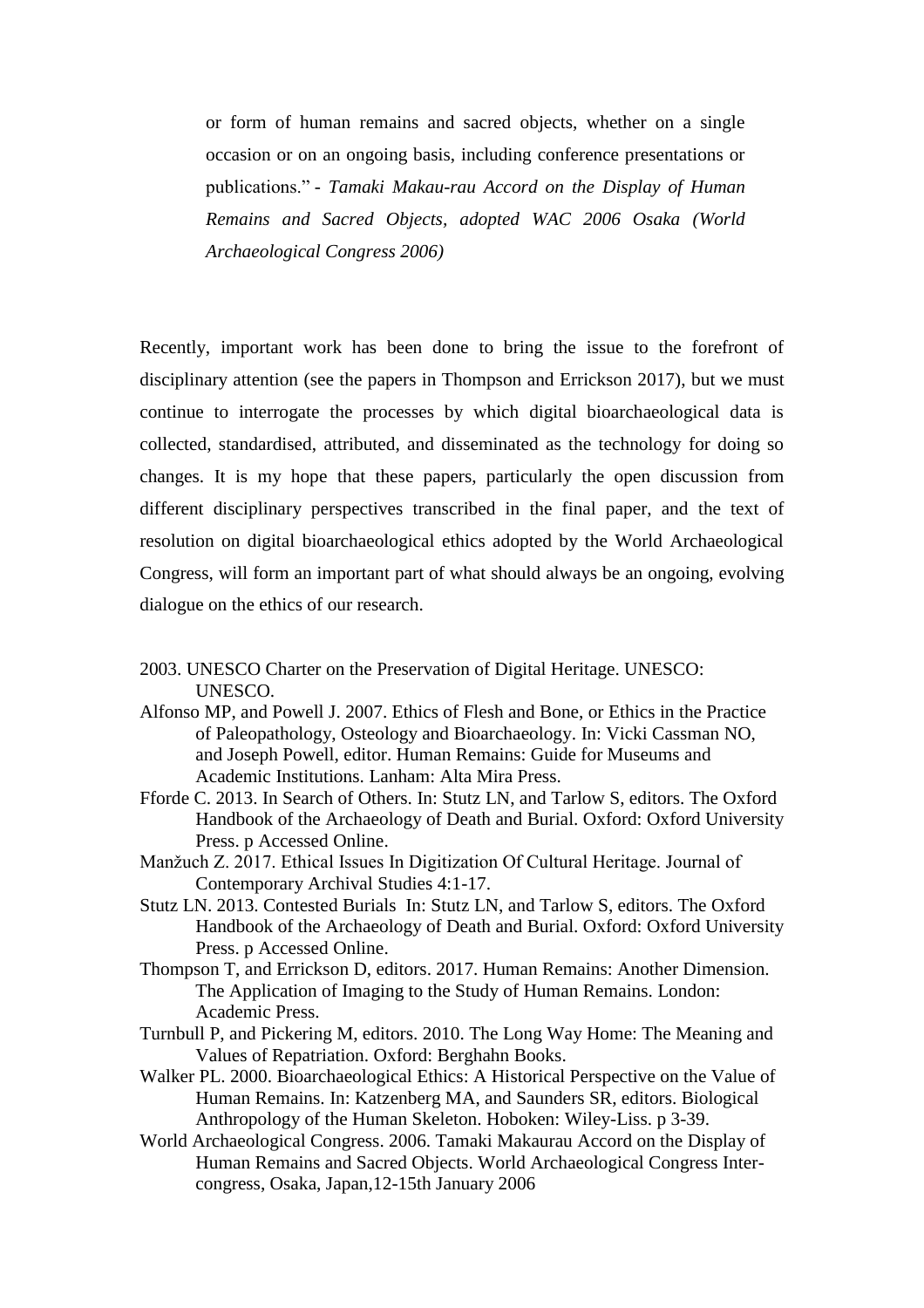> or form of human remains and sacred objects, whether on a single occasion or on an ongoing basis, including conference presentations or publications." - *Tamaki Makau-rau Accord on the Display of Human Remains and Sacred Objects, adopted WAC 2006 Osaka (World Archaeological Congress 2006)*

Recently, important work has been done to bring the issue to the forefront of disciplinary attention (see the papers in Thompson and Errickson 2017), but we must continue to interrogate the processes by which digital bioarchaeological data is collected, standardised, attributed, and disseminated as the technology for doing so changes. It is my hope that these papers, particularly the open discussion from different disciplinary perspectives transcribed in the final paper, and the text of resolution on digital bioarchaeological ethics adopted by the World Archaeological Congress, will form an important part of what should always be an ongoing, evolving dialogue on the ethics of our research.

2003. UNESCO Charter on the Preservation of Digital Heritage. UNESCO: UNESCO.

Alfonso MP, and Powell J. 2007. Ethics of Flesh and Bone, or Ethics in the Practice of Paleopathology, Osteology and Bioarchaeology. In: Vicki Cassman NO, and Joseph Powell, editor. Human Remains: Guide for Museums and Academic Institutions. Lanham: Alta Mira Press.

Fforde C. 2013. In Search of Others. In: Stutz LN, and Tarlow S, editors. The Oxford Handbook of the Archaeology of Death and Burial. Oxford: Oxford University Press. p Accessed Online.

Manžuch Z. 2017. Ethical Issues In Digitization Of Cultural Heritage. Journal of Contemporary Archival Studies 4:1-17.

Stutz LN. 2013. Contested Burials In: Stutz LN, and Tarlow S, editors. The Oxford Handbook of the Archaeology of Death and Burial. Oxford: Oxford University Press. p Accessed Online.

Thompson T, and Errickson D, editors. 2017. Human Remains: Another Dimension. The Application of Imaging to the Study of Human Remains. London: Academic Press.

Turnbull P, and Pickering M, editors. 2010. The Long Way Home: The Meaning and Values of Repatriation. Oxford: Berghahn Books.

Walker PL. 2000. Bioarchaeological Ethics: A Historical Perspective on the Value of Human Remains. In: Katzenberg MA, and Saunders SR, editors. Biological Anthropology of the Human Skeleton. Hoboken: Wiley-Liss. p 3-39.

World Archaeological Congress. 2006. Tamaki Makaurau Accord on the Display of Human Remains and Sacred Objects. World Archaeological Congress Inter-congress, Osaka, Japan,12-15th January 2006